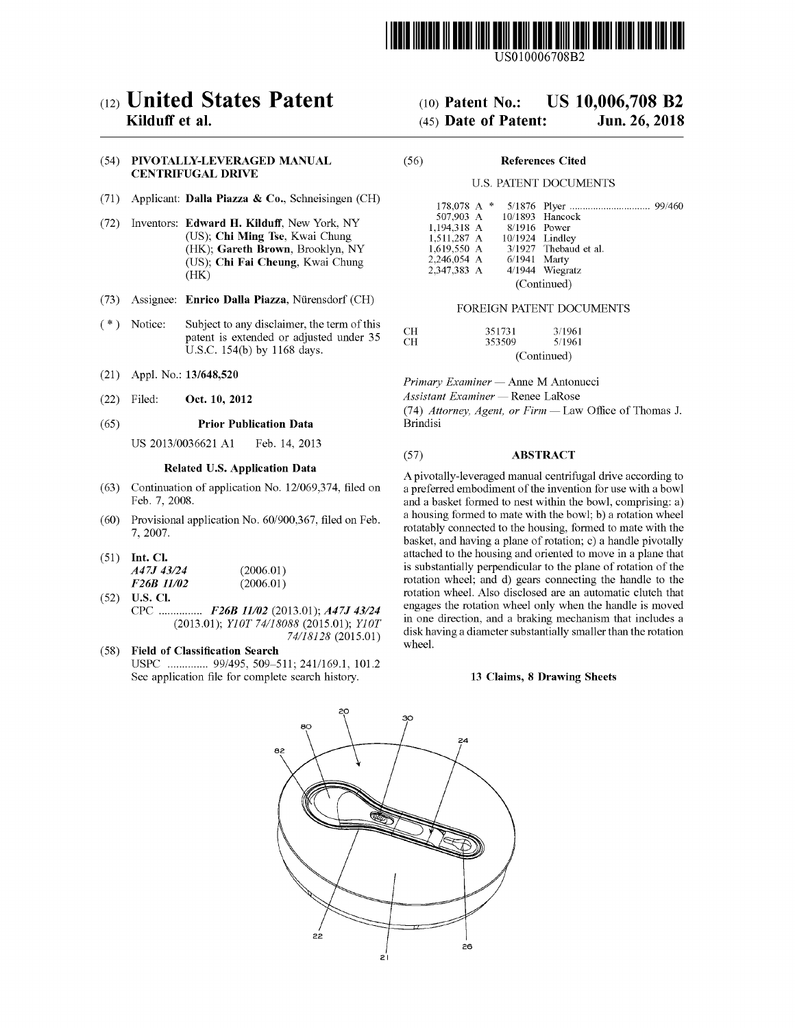US010006708B2

# (12) United States Patent
**Kilduff et al.**

(10) **Patent No.: US 10,006,708 B2**

(45) **Date of Patent: Jun. 26, 2018**

(54) **PIVOTALLY-LEVERAGED MANUAL CENTRIFUGAL DRIVE**

(71) Applicant: **Dalla Piazza & Co.**, Schneisingen (CH)

(72) Inventors: **Edward H. Kilduff**, New York, NY (US); **Chi Ming Tse**, Kwai Chung (HK); **Gareth Brown**, Brooklyn, NY (US); **Chi Fai Cheung**, Kwai Chung (HK)

(73) Assignee: **Enrico Dalla Piazza**, Nürensdorf (CH)

( * ) Notice: Subject to any disclaimer, the term of this patent is extended or adjusted under 35 U.S.C. 154(b) by 1168 days.

(21) Appl. No.: **13/648,520**

(22) Filed: **Oct. 10, 2012**

(65) **Prior Publication Data**

US 2013/0036621 A1 Feb. 14, 2013

**Related U.S. Application Data**

(63) Continuation of application No. 12/069,374, filed on Feb. 7, 2008.

(60) Provisional application No. 60/900,367, filed on Feb. 7, 2007.

(51) **Int. Cl.**
*A47J 43/24* (2006.01)
*F26B 11/02* (2006.01)

(52) **U.S. Cl.**
CPC ............... ***F26B 11/02*** (2013.01); ***A47J 43/24*** (2013.01); *Y10T 74/18088* (2015.01); *Y10T 74/18128* (2015.01)

(58) **Field of Classification Search**
USPC .............. 99/495, 509–511; 241/169.1, 101.2
See application file for complete search history.

(56) **References Cited**

U.S. PATENT DOCUMENTS

| | | |
|---|---|---|
| 178,078 A * | 5/1876 | Plyer ............................... 99/460 |
| 507,903 A | 10/1893 | Hancock |
| 1,194,318 A | 8/1916 | Power |
| 1,511,287 A | 10/1924 | Lindley |
| 1,619,550 A | 3/1927 | Thebaud et al. |
| 2,246,054 A | 6/1941 | Marty |
| 2,347,383 A | 4/1944 | Wiegratz |

(Continued)

FOREIGN PATENT DOCUMENTS

| | | |
|---|---|---|
| CH | 351731 | 3/1961 |
| CH | 353509 | 5/1961 |

(Continued)

*Primary Examiner* — Anne M Antonucci
*Assistant Examiner* — Renee LaRose
(74) *Attorney, Agent, or Firm* — Law Office of Thomas J. Brindisi

(57) **ABSTRACT**

A pivotally-leveraged manual centrifugal drive according to a preferred embodiment of the invention for use with a bowl and a basket formed to nest within the bowl, comprising: a) a housing formed to mate with the bowl; b) a rotation wheel rotatably connected to the housing, formed to mate with the basket, and having a plane of rotation; c) a handle pivotally attached to the housing and oriented to move in a plane that is substantially perpendicular to the plane of rotation of the rotation wheel; and d) gears connecting the handle to the rotation wheel. Also disclosed are an automatic clutch that engages the rotation wheel only when the handle is moved in one direction, and a braking mechanism that includes a disk having a diameter substantially smaller than the rotation wheel.

**13 Claims, 8 Drawing Sheets**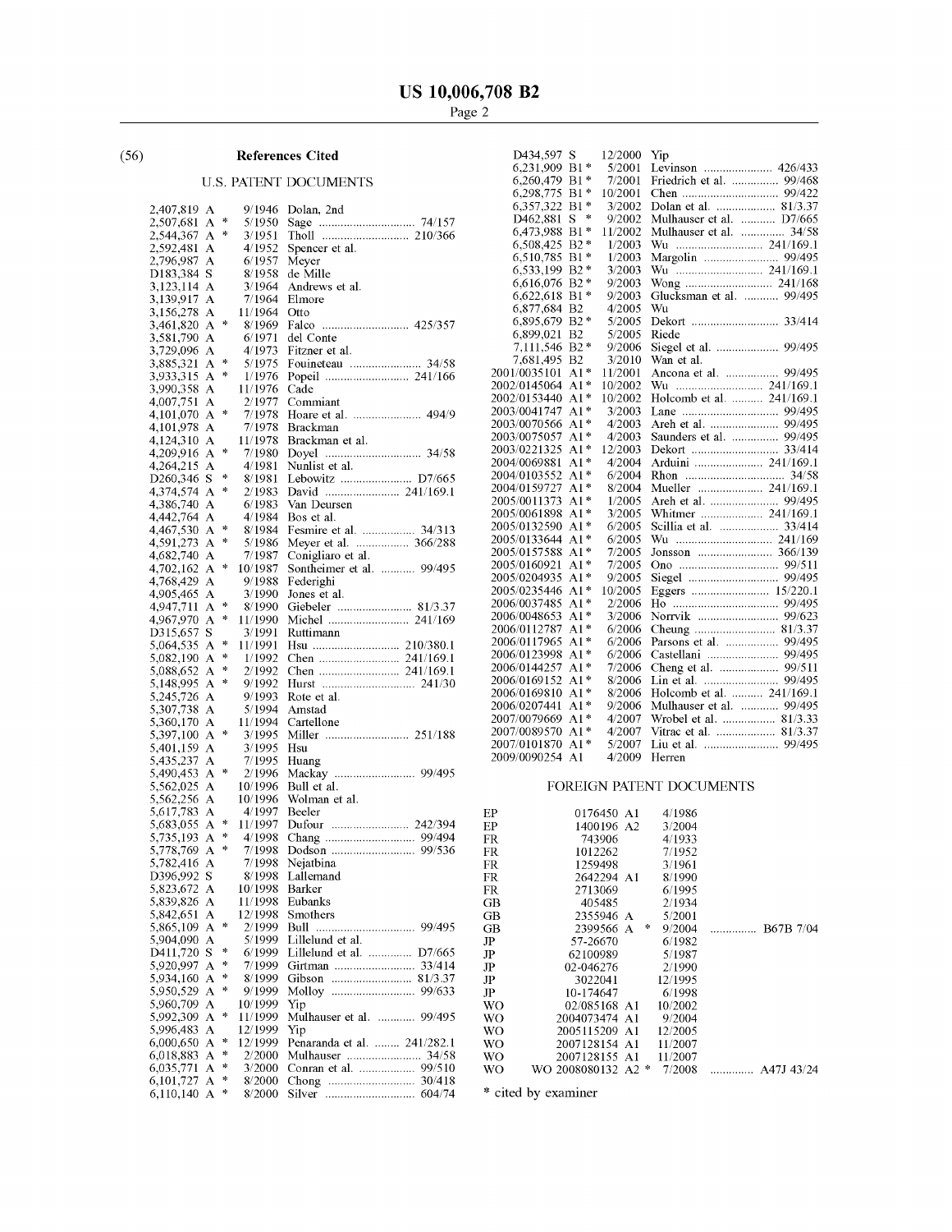## (56) References Cited

### U.S. PATENT DOCUMENTS

| | | | |
|---|---|---|---|
| 2,407,819 A | 9/1946 | Dolan, 2nd | |
| 2,507,681 A * | 5/1950 | Sage | 74/157 |
| 2,544,367 A * | 3/1951 | Tholl | 210/366 |
| 2,592,481 A | 4/1952 | Spencer et al. | |
| 2,796,987 A | 6/1957 | Meyer | |
| D183,384 S | 8/1958 | de Mille | |
| 3,123,114 A | 3/1964 | Andrews et al. | |
| 3,139,917 A | 7/1964 | Elmore | |
| 3,156,278 A | 11/1964 | Otto | |
| 3,461,820 A * | 8/1969 | Falco | 425/357 |
| 3,581,790 A | 6/1971 | del Conte | |
| 3,729,096 A | 4/1973 | Fitzner et al. | |
| 3,885,321 A * | 5/1975 | Fouineteau | 34/58 |
| 3,933,315 A * | 1/1976 | Popeil | 241/166 |
| 3,990,358 A | 11/1976 | Cade | |
| 4,007,751 A | 2/1977 | Commiant | |
| 4,101,070 A * | 7/1978 | Hoare et al. | 494/9 |
| 4,101,978 A | 7/1978 | Brackman | |
| 4,124,310 A | 11/1978 | Brackman et al. | |
| 4,209,916 A * | 7/1980 | Doyel | 34/58 |
| 4,264,215 A | 4/1981 | Nunlist et al. | |
| D260,346 S * | 8/1981 | Lebowitz | D7/665 |
| 4,374,574 A * | 2/1983 | David | 241/169.1 |
| 4,386,740 A | 6/1983 | Van Deursen | |
| 4,442,764 A | 4/1984 | Bos et al. | |
| 4,467,530 A * | 8/1984 | Fesmire et al. | 34/313 |
| 4,591,273 A * | 5/1986 | Meyer et al. | 366/288 |
| 4,682,740 A | 7/1987 | Conigliaro et al. | |
| 4,702,162 A * | 10/1987 | Sontheimer et al. | 99/495 |
| 4,768,429 A | 9/1988 | Federighi | |
| 4,905,465 A | 3/1990 | Jones et al. | |
| 4,947,711 A * | 8/1990 | Giebeler | 81/3.37 |
| 4,967,970 A * | 11/1990 | Michel | 241/169 |
| D315,657 S | 3/1991 | Ruttimann | |
| 5,064,535 A * | 11/1991 | Hsu | 210/380.1 |
| 5,082,190 A * | 1/1992 | Chen | 241/169.1 |
| 5,088,652 A * | 2/1992 | Chen | 241/169.1 |
| 5,148,995 A * | 9/1992 | Hurst | 241/30 |
| 5,245,726 A | 9/1993 | Rote et al. | |
| 5,307,738 A | 5/1994 | Amstad | |
| 5,360,170 A | 11/1994 | Cartellone | |
| 5,397,100 A * | 3/1995 | Miller | 251/188 |
| 5,401,159 A | 3/1995 | Hsu | |
| 5,435,237 A | 7/1995 | Huang | |
| 5,490,453 A * | 2/1996 | Mackay | 99/495 |
| 5,562,025 A | 10/1996 | Bull et al. | |
| 5,562,256 A | 10/1996 | Wolman et al. | |
| 5,617,783 A | 4/1997 | Beeler | |
| 5,683,055 A * | 11/1997 | Dufour | 242/394 |
| 5,735,193 A * | 4/1998 | Chang | 99/494 |
| 5,778,769 A * | 7/1998 | Dodson | 99/536 |
| 5,782,416 A | 7/1998 | Nejatbina | |
| D396,992 S | 8/1998 | Lallemand | |
| 5,823,672 A | 10/1998 | Barker | |
| 5,839,826 A | 11/1998 | Eubanks | |
| 5,842,651 A | 12/1998 | Smothers | |
| 5,865,109 A * | 2/1999 | Bull | 99/495 |
| 5,904,090 A | 5/1999 | Lillelund et al. | |
| D411,720 S * | 6/1999 | Lillelund et al. | D7/665 |
| 5,920,997 A * | 7/1999 | Girtman | 33/414 |
| 5,934,160 A * | 8/1999 | Gibson | 81/3.37 |
| 5,950,529 A * | 9/1999 | Molloy | 99/633 |
| 5,960,709 A | 10/1999 | Yip | |
| 5,992,309 A * | 11/1999 | Mulhauser et al. | 99/495 |
| 5,996,483 A | 12/1999 | Yip | |
| 6,000,650 A * | 12/1999 | Penaranda et al. | 241/282.1 |
| 6,018,883 A * | 2/2000 | Mulhauser | 34/58 |
| 6,035,771 A * | 3/2000 | Conran et al. | 99/510 |
| 6,101,727 A * | 8/2000 | Chong | 30/418 |
| 6,110,140 A * | 8/2000 | Silver | 604/74 |
| D434,597 S | 12/2000 | Yip | |
| 6,231,909 B1 * | 5/2001 | Levinson | 426/433 |
| 6,260,479 B1 * | 7/2001 | Friedrich et al. | 99/468 |
| 6,298,775 B1 * | 10/2001 | Chen | 99/422 |
| 6,357,322 B1 * | 3/2002 | Dolan et al. | 81/3.37 |
| D462,881 S * | 9/2002 | Mulhauser et al. | D7/665 |
| 6,473,988 B1 * | 11/2002 | Mulhauser et al. | 34/58 |
| 6,508,425 B2 * | 1/2003 | Wu | 241/169.1 |
| 6,510,785 B1 * | 1/2003 | Margolin | 99/495 |
| 6,533,199 B2 * | 3/2003 | Wu | 241/169.1 |
| 6,616,076 B2 * | 9/2003 | Wong | 241/168 |
| 6,622,618 B1 * | 9/2003 | Glucksman et al. | 99/495 |
| 6,877,684 B2 | 4/2005 | Wu | |
| 6,895,679 B2 * | 5/2005 | Dekort | 33/414 |
| 6,899,021 B2 | 5/2005 | Riede | |
| 7,111,546 B2 * | 9/2006 | Siegel et al. | 99/495 |
| 7,681,495 B2 | 3/2010 | Wan et al. | |
| 2001/0035101 A1 * | 11/2001 | Ancona et al. | 99/495 |
| 2002/0145064 A1 * | 10/2002 | Wu | 241/169.1 |
| 2002/0153440 A1 * | 10/2002 | Holcomb et al. | 241/169.1 |
| 2003/0041747 A1 * | 3/2003 | Lane | 99/495 |
| 2003/0070566 A1 * | 4/2003 | Areh et al. | 99/495 |
| 2003/0075057 A1 * | 4/2003 | Saunders et al. | 99/495 |
| 2003/0221325 A1 * | 12/2003 | Dekort | 33/414 |
| 2004/0069881 A1 * | 4/2004 | Arduini | 241/169.1 |
| 2004/0103552 A1 * | 6/2004 | Rhon | 34/58 |
| 2004/0159727 A1 * | 8/2004 | Mueller | 241/169.1 |
| 2005/0011373 A1 * | 1/2005 | Areh et al. | 99/495 |
| 2005/0061898 A1 * | 3/2005 | Whitmer | 241/169.1 |
| 2005/0132590 A1 * | 6/2005 | Scillia et al. | 33/414 |
| 2005/0133644 A1 * | 6/2005 | Wu | 241/169 |
| 2005/0157588 A1 * | 7/2005 | Jonsson | 366/139 |
| 2005/0160921 A1 * | 7/2005 | Ono | 99/511 |
| 2005/0204935 A1 * | 9/2005 | Siegel | 99/495 |
| 2005/0235446 A1 * | 10/2005 | Eggers | 15/220.1 |
| 2006/0037485 A1 * | 2/2006 | Ho | 99/495 |
| 2006/0048653 A1 * | 3/2006 | Norrvik | 99/623 |
| 2006/0112787 A1 * | 6/2006 | Cheung | 81/3.37 |
| 2006/0117965 A1 * | 6/2006 | Parsons et al. | 99/495 |
| 2006/0123998 A1 * | 6/2006 | Castellani | 99/495 |
| 2006/0144257 A1 * | 7/2006 | Cheng et al. | 99/511 |
| 2006/0169152 A1 * | 8/2006 | Lin et al. | 99/495 |
| 2006/0169810 A1 * | 8/2006 | Holcomb et al. | 241/169.1 |
| 2006/0207441 A1 * | 9/2006 | Mulhauser et al. | 99/495 |
| 2007/0079669 A1 * | 4/2007 | Wrobel et al. | 81/3.33 |
| 2007/0089570 A1 * | 4/2007 | Vitrac et al. | 81/3.37 |
| 2007/0101870 A1 * | 5/2007 | Liu et al. | 99/495 |
| 2009/0090254 A1 | 4/2009 | Herren | |

### FOREIGN PATENT DOCUMENTS

| | | | |
|---|---|---|---|
| EP | 0176450 A1 | 4/1986 | |
| EP | 1400196 A2 | 3/2004 | |
| FR | 743906 | 4/1933 | |
| FR | 1012262 | 7/1952 | |
| FR | 1259498 | 3/1961 | |
| FR | 2642294 A1 | 8/1990 | |
| FR | 2713069 | 6/1995 | |
| GB | 405485 | 2/1934 | |
| GB | 2355946 A | 5/2001 | |
| GB | 2399566 A * | 9/2004 | B67B 7/04 |
| JP | 57-26670 | 6/1982 | |
| JP | 62100989 | 5/1987 | |
| JP | 02-046276 | 2/1990 | |
| JP | 3022041 | 12/1995 | |
| JP | 10-174647 | 6/1998 | |
| WO | 02/085168 A1 | 10/2002 | |
| WO | 2004073474 A1 | 9/2004 | |
| WO | 2005115209 A1 | 12/2005 | |
| WO | 2007128154 A1 | 11/2007 | |
| WO | 2007128155 A1 | 11/2007 | |
| WO | WO 2008080132 A2 * | 7/2008 | A47J 43/24 |

* cited by examiner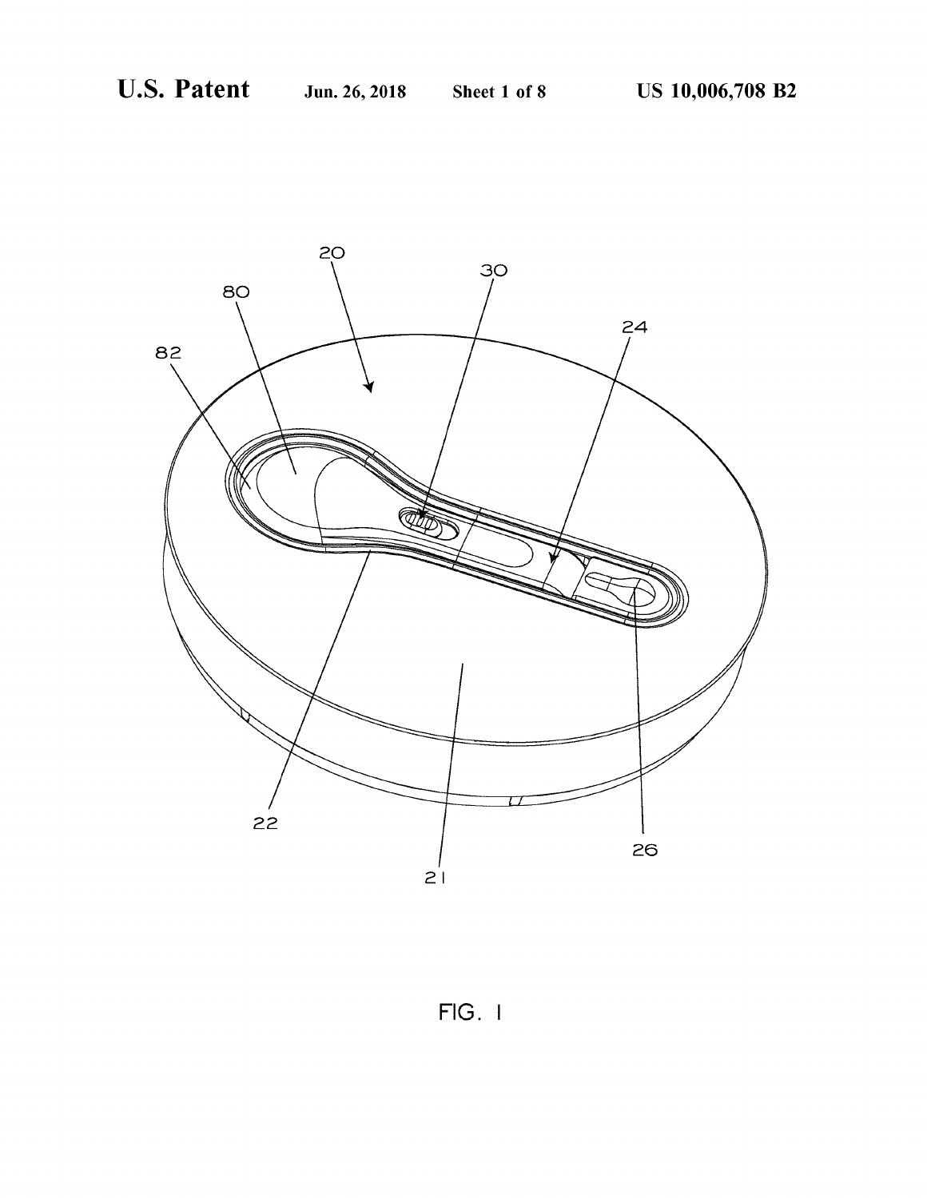FIG. 1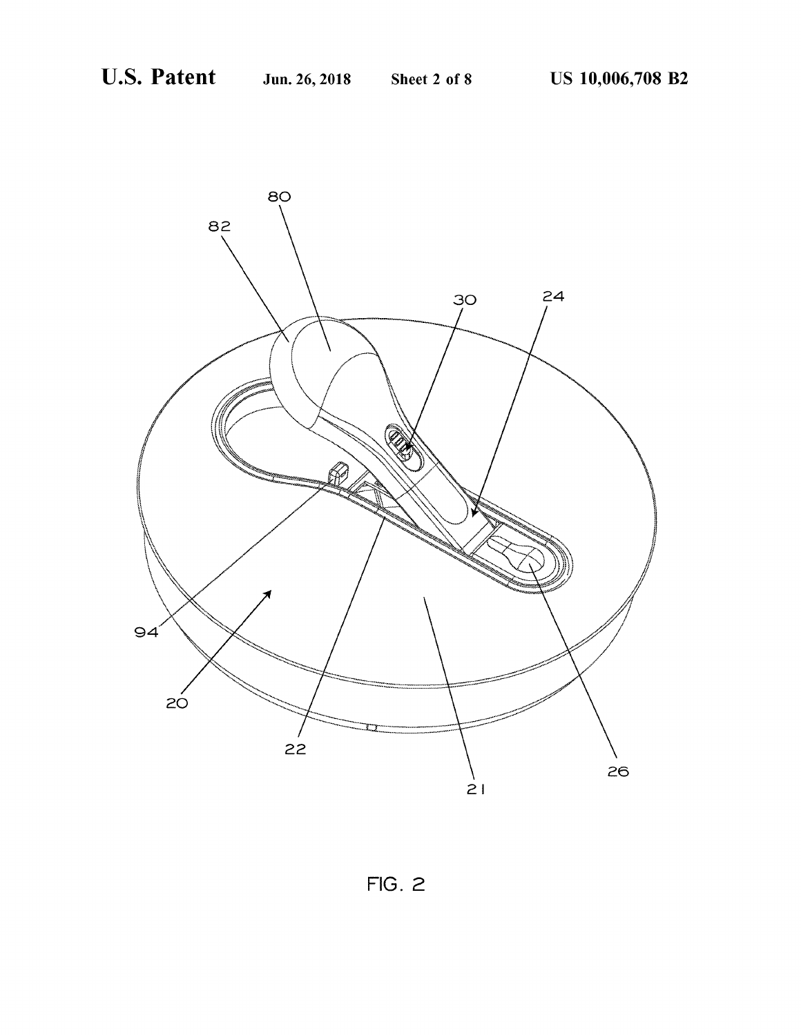FIG. 2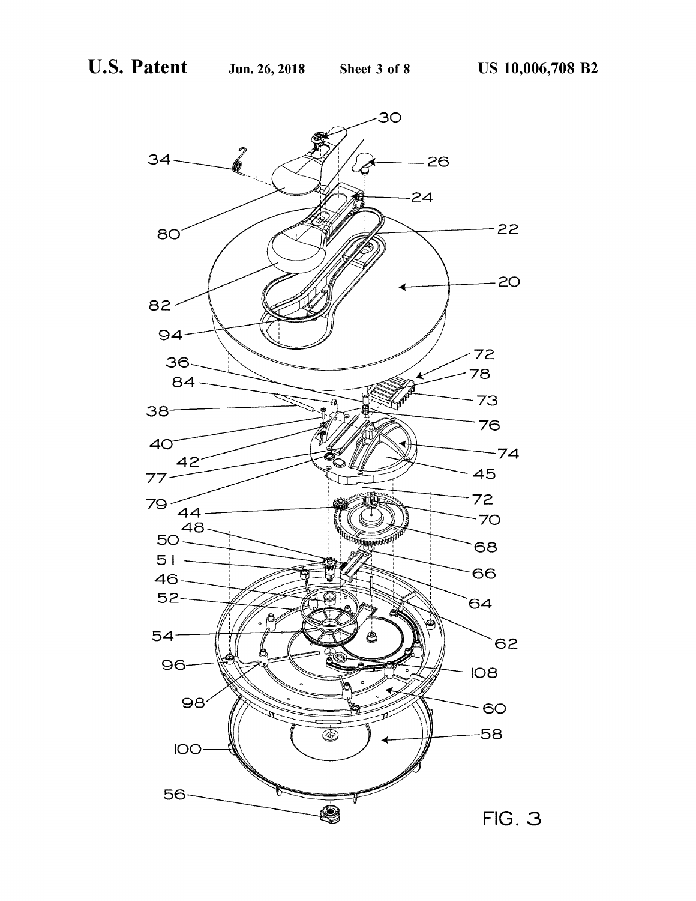FIG. 3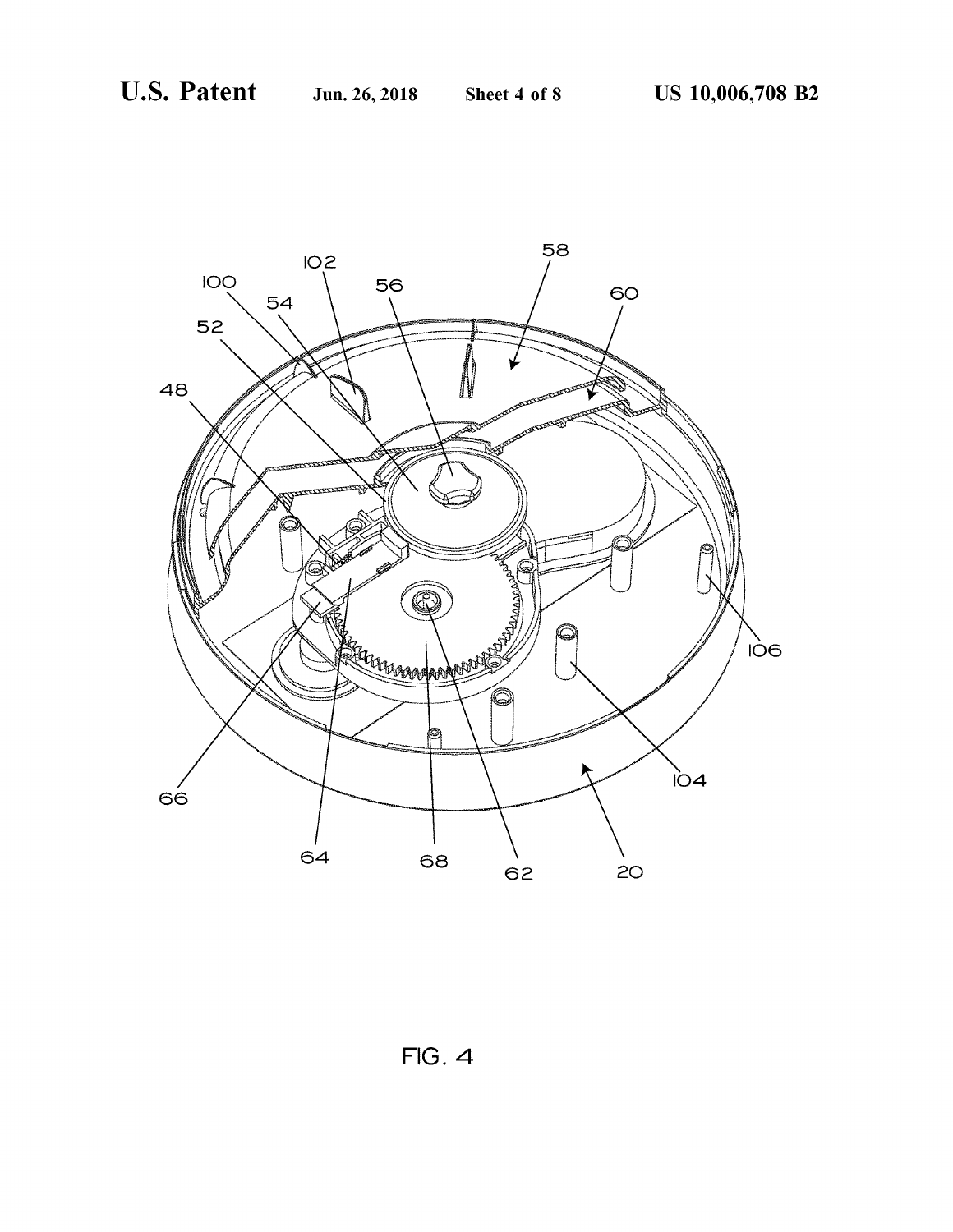FIG. 4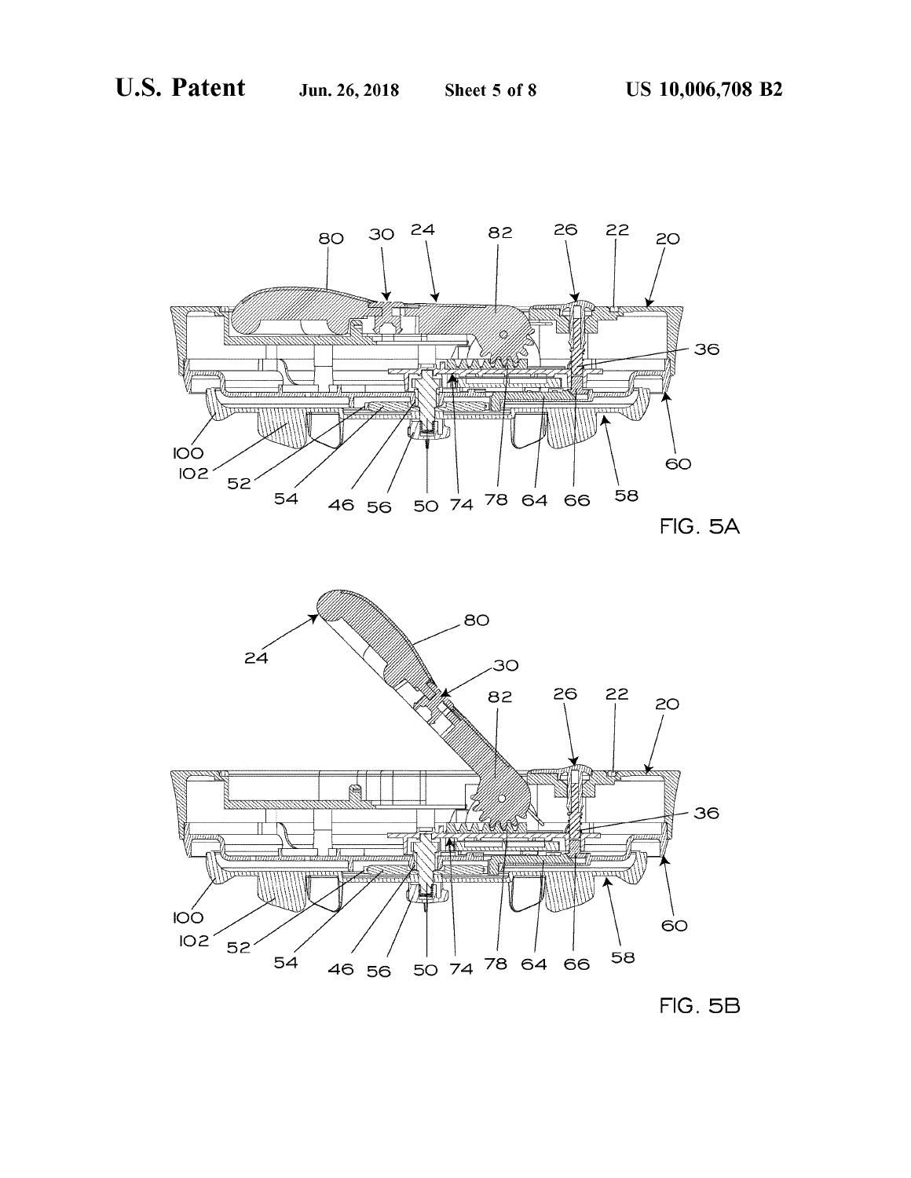FIG. 5A

FIG. 5B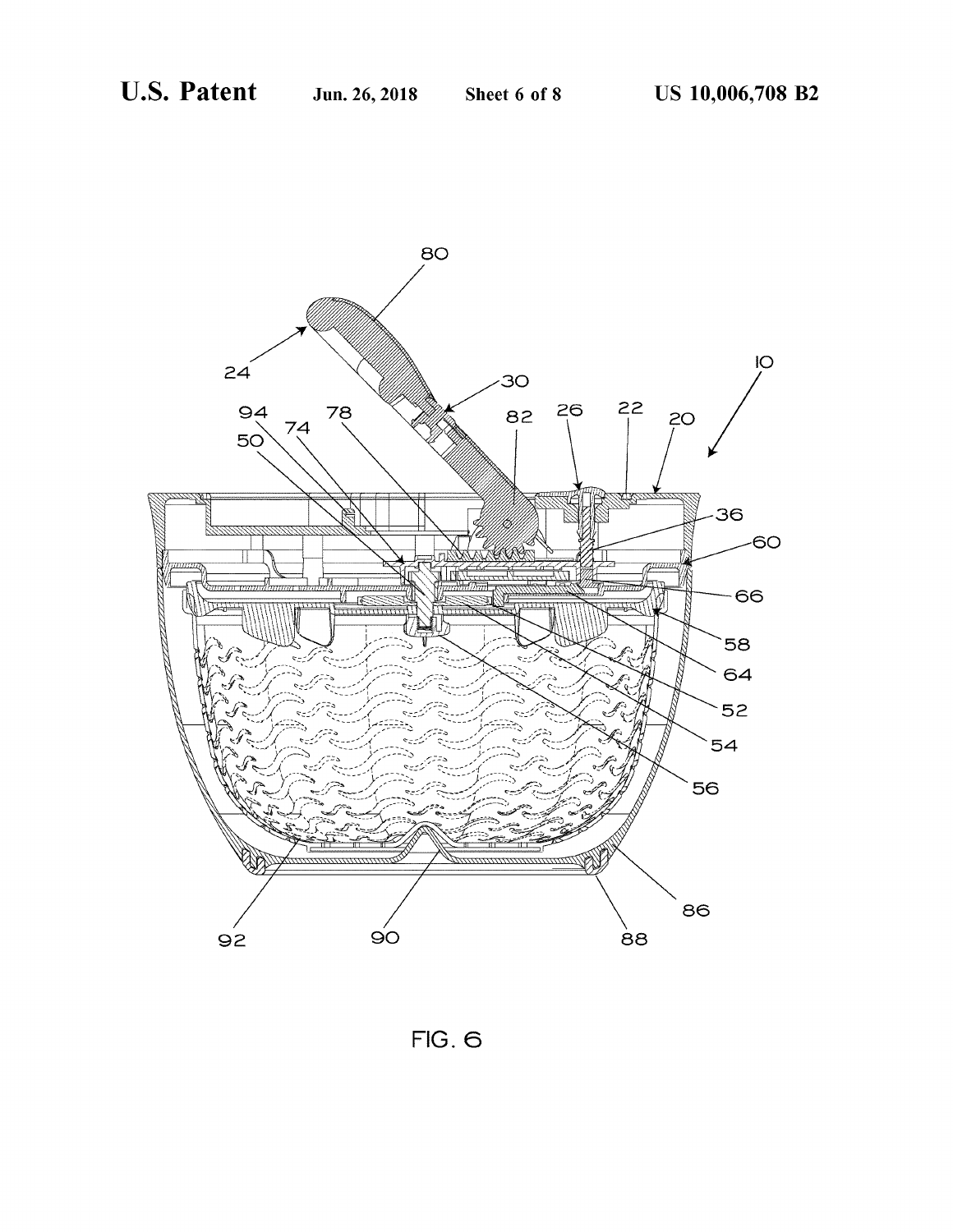FIG. 6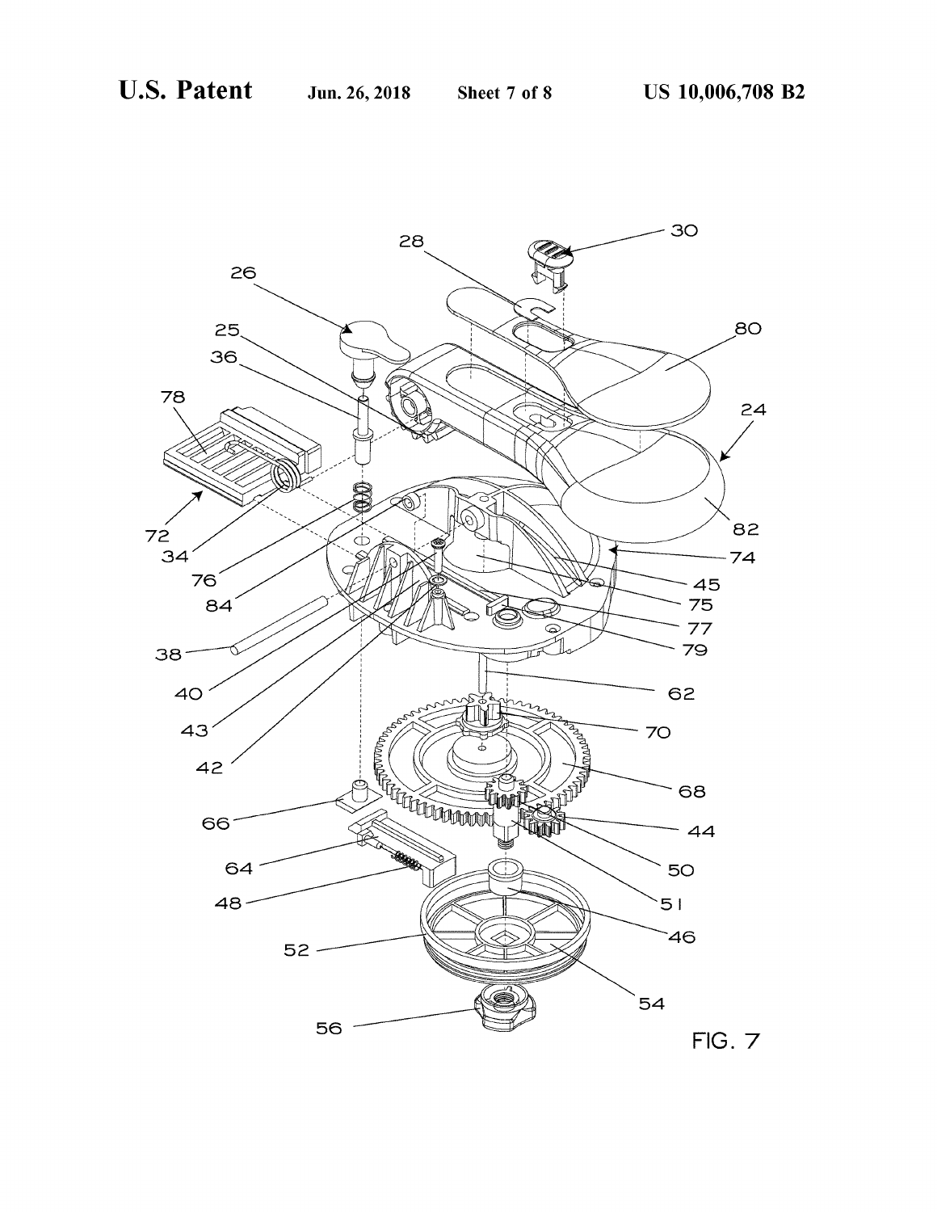FIG. 7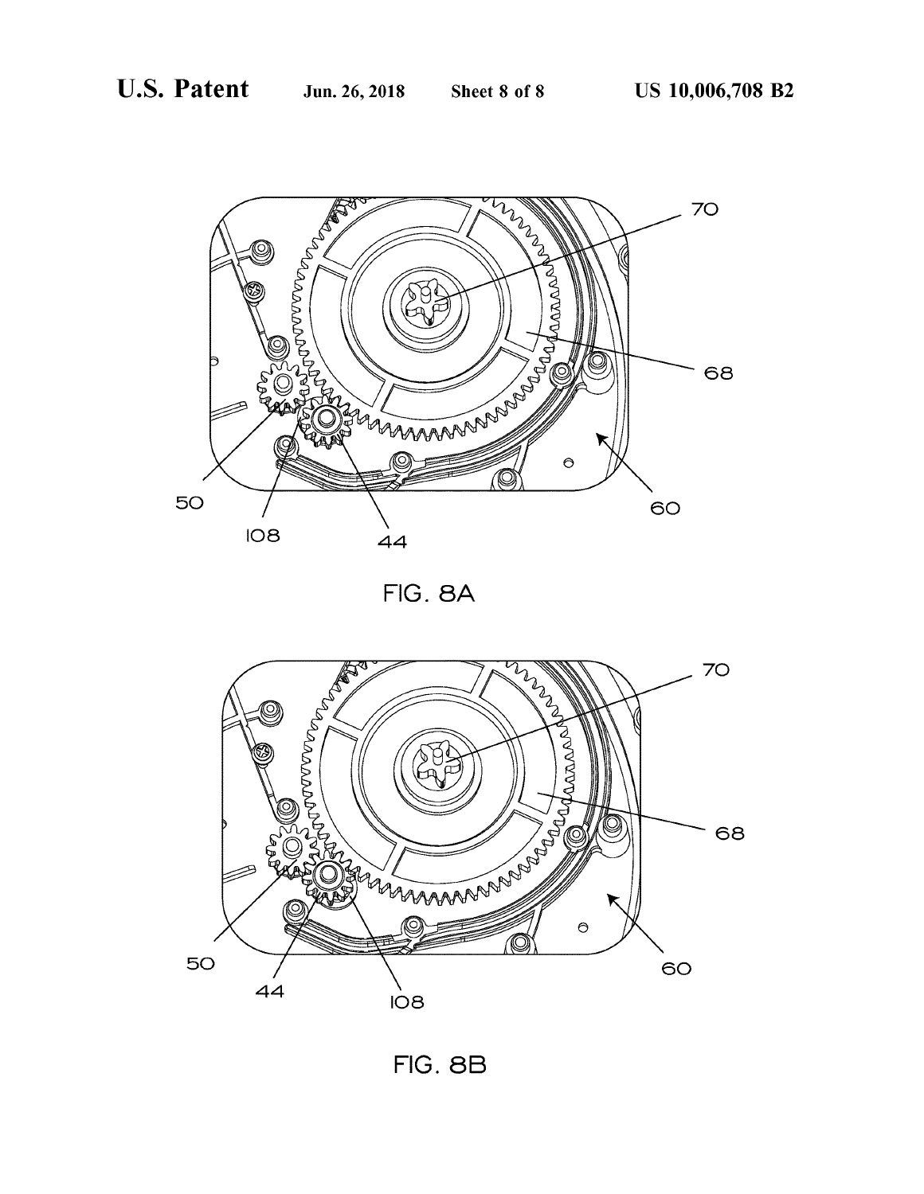FIG. 8A

FIG. 8B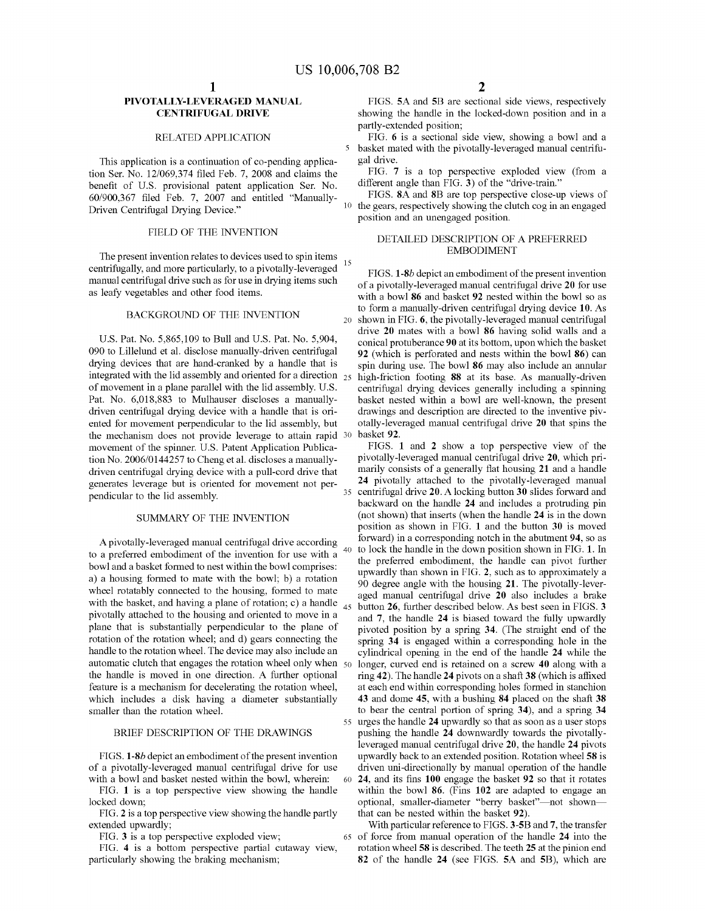# PIVOTALLY-LEVERAGED MANUAL CENTRIFUGAL DRIVE

## RELATED APPLICATION

This application is a continuation of co-pending application Ser. No. 12/069,374 filed Feb. 7, 2008 and claims the benefit of U.S. provisional patent application Ser. No. 60/900,367 filed Feb. 7, 2007 and entitled "Manually-Driven Centrifugal Drying Device."

## FIELD OF THE INVENTION

The present invention relates to devices used to spin items centrifugally, and more particularly, to a pivotally-leveraged manual centrifugal drive such as for use in drying items such as leafy vegetables and other food items.

## BACKGROUND OF THE INVENTION

U.S. Pat. No. 5,865,109 to Bull and U.S. Pat. No. 5,904,090 to Lillelund et al. disclose manually-driven centrifugal drying devices that are hand-cranked by a handle that is integrated with the lid assembly and oriented for a direction of movement in a plane parallel with the lid assembly. U.S. Pat. No. 6,018,883 to Mulhauser discloses a manually-driven centrifugal drying device with a handle that is oriented for movement perpendicular to the lid assembly, but the mechanism does not provide leverage to attain rapid movement of the spinner. U.S. Patent Application Publication No. 2006/0144257 to Cheng et al. discloses a manually-driven centrifugal drying device with a pull-cord drive that generates leverage but is oriented for movement not perpendicular to the lid assembly.

## SUMMARY OF THE INVENTION

A pivotally-leveraged manual centrifugal drive according to a preferred embodiment of the invention for use with a bowl and a basket formed to nest within the bowl comprises: a) a housing formed to mate with the bowl; b) a rotation wheel rotatably connected to the housing, formed to mate with the basket, and having a plane of rotation; c) a handle pivotally attached to the housing and oriented to move in a plane that is substantially perpendicular to the plane of rotation of the rotation wheel; and d) gears connecting the handle to the rotation wheel. The device may also include an automatic clutch that engages the rotation wheel only when the handle is moved in one direction. A further optional feature is a mechanism for decelerating the rotation wheel, which includes a disk having a diameter substantially smaller than the rotation wheel.

## BRIEF DESCRIPTION OF THE DRAWINGS

FIGS. **1**-**8***b* depict an embodiment of the present invention of a pivotally-leveraged manual centrifugal drive for use with a bowl and basket nested within the bowl, wherein:

FIG. **1** is a top perspective view showing the handle locked down;

FIG. **2** is a top perspective view showing the handle partly extended upwardly;

FIG. **3** is a top perspective exploded view;

FIG. **4** is a bottom perspective partial cutaway view, particularly showing the braking mechanism;

FIGS. **5**A and **5**B are sectional side views, respectively showing the handle in the locked-down position and in a partly-extended position;

FIG. **6** is a sectional side view, showing a bowl and a basket mated with the pivotally-leveraged manual centrifugal drive.

FIG. **7** is a top perspective exploded view (from a different angle than FIG. **3**) of the "drive-train."

FIGS. **8**A and **8**B are top perspective close-up views of the gears, respectively showing the clutch cog in an engaged position and an unengaged position.

## DETAILED DESCRIPTION OF A PREFERRED EMBODIMENT

FIGS. **1**-**8***b* depict an embodiment of the present invention of a pivotally-leveraged manual centrifugal drive **20** for use with a bowl **86** and basket **92** nested within the bowl so as to form a manually-driven centrifugal drying device **10**. As shown in FIG. **6**, the pivotally-leveraged manual centrifugal drive **20** mates with a bowl **86** having solid walls and a conical protuberance **90** at its bottom, upon which the basket **92** (which is perforated and nests within the bowl **86**) can spin during use. The bowl **86** may also include an annular high-friction footing **88** at its base. As manually-driven centrifugal drying devices generally including a spinning basket nested within a bowl are well-known, the present drawings and description are directed to the inventive pivotally-leveraged manual centrifugal drive **20** that spins the basket **92**.

FIGS. **1** and **2** show a top perspective view of the pivotally-leveraged manual centrifugal drive **20**, which primarily consists of a generally flat housing **21** and a handle **24** pivotally attached to the pivotally-leveraged manual centrifugal drive **20**. A locking button **30** slides forward and backward on the handle **24** and includes a protruding pin (not shown) that inserts (when the handle **24** is in the down position as shown in FIG. **1** and the button **30** is moved forward) in a corresponding notch in the abutment **94**, so as to lock the handle in the down position shown in FIG. **1**. In the preferred embodiment, the handle can pivot further upwardly than shown in FIG. **2**, such as to approximately a 90 degree angle with the housing **21**. The pivotally-leveraged manual centrifugal drive **20** also includes a brake button **26**, further described below. As best seen in FIGS. **3** and **7**, the handle **24** is biased toward the fully upwardly pivoted position by a spring **34**. (The straight end of the spring **34** is engaged within a corresponding hole in the cylindrical opening in the end of the handle **24** while the longer, curved end is retained on a screw **40** along with a ring **42**). The handle **24** pivots on a shaft **38** (which is affixed at each end within corresponding holes formed in stanchion **43** and dome **45**, with a bushing **84** placed on the shaft **38** to bear the central portion of spring **34**), and a spring **34** urges the handle **24** upwardly so that as soon as a user stops pushing the handle **24** downwardly towards the pivotally-leveraged manual centrifugal drive **20**, the handle **24** pivots upwardly back to an extended position. Rotation wheel **58** is driven uni-directionally by manual operation of the handle **24**, and its fins **100** engage the basket **92** so that it rotates within the bowl **86**. (Fins **102** are adapted to engage an optional, smaller-diameter "berry basket"—not shown—that can be nested within the basket **92**).

With particular reference to FIGS. **3**-**5**B and **7**, the transfer of force from manual operation of the handle **24** into the rotation wheel **58** is described. The teeth **25** at the pinion end **82** of the handle **24** (see FIGS. **5**A and **5**B), which are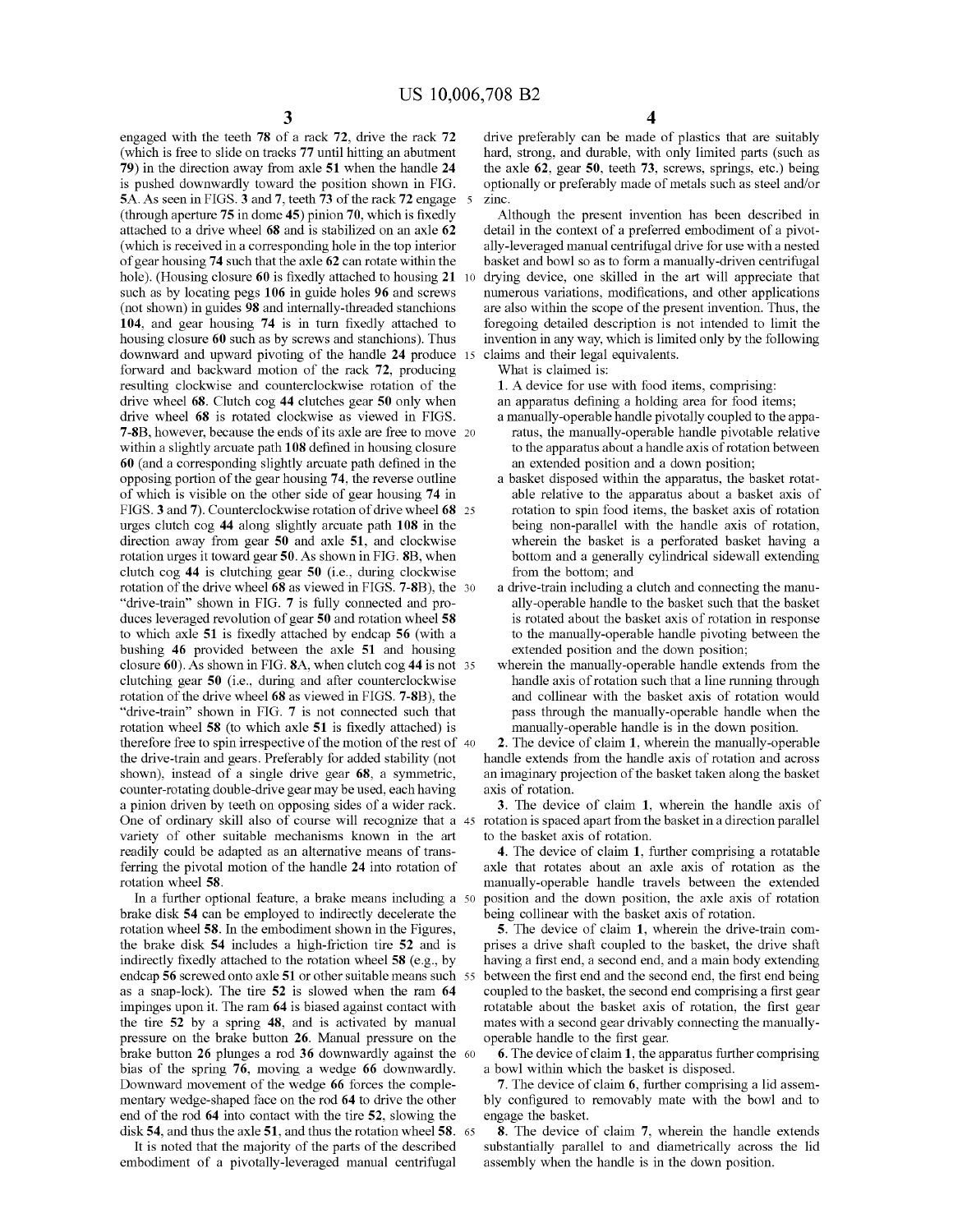engaged with the teeth 78 of a rack 72, drive the rack 72 (which is free to slide on tracks 77 until hitting an abutment 79) in the direction away from axle 51 when the handle 24 is pushed downwardly toward the position shown in FIG. 5A. As seen in FIGS. 3 and 7, teeth 73 of the rack 72 engage (through aperture 75 in dome 45) pinion 70, which is fixedly attached to a drive wheel 68 and is stabilized on an axle 62 (which is received in a corresponding hole in the top interior of gear housing 74 such that the axle 62 can rotate within the hole). (Housing closure 60 is fixedly attached to housing 21 such as by locating pegs 106 in guide holes 96 and screws (not shown) in guides 98 and internally-threaded stanchions 104, and gear housing 74 is in turn fixedly attached to housing closure 60 such as by screws and stanchions). Thus downward and upward pivoting of the handle 24 produce forward and backward motion of the rack 72, producing resulting clockwise and counterclockwise rotation of the drive wheel 68. Clutch cog 44 clutches gear 50 only when drive wheel 68 is rotated clockwise as viewed in FIGS. 7-8B, however, because the ends of its axle are free to move within a slightly arcuate path 108 defined in housing closure 60 (and a corresponding slightly arcuate path defined in the opposing portion of the gear housing 74, the reverse outline of which is visible on the other side of gear housing 74 in FIGS. 3 and 7). Counterclockwise rotation of drive wheel 68 urges clutch cog 44 along slightly arcuate path 108 in the direction away from gear 50 and axle 51, and clockwise rotation urges it toward gear 50. As shown in FIG. 8B, when clutch cog 44 is clutching gear 50 (i.e., during clockwise rotation of the drive wheel 68 as viewed in FIGS. 7-8B), the "drive-train" shown in FIG. 7 is fully connected and produces leveraged revolution of gear 50 and rotation wheel 58 to which axle 51 is fixedly attached by endcap 56 (with a bushing 46 provided between the axle 51 and housing closure 60). As shown in FIG. 8A, when clutch cog 44 is not clutching gear 50 (i.e., during and after counterclockwise rotation of the drive wheel 68 as viewed in FIGS. 7-8B), the "drive-train" shown in FIG. 7 is not connected such that rotation wheel 58 (to which axle 51 is fixedly attached) is therefore free to spin irrespective of the motion of the rest of the drive-train and gears. Preferably for added stability (not shown), instead of a single drive gear 68, a symmetric, counter-rotating double-drive gear may be used, each having a pinion driven by teeth on opposing sides of a wider rack. One of ordinary skill also of course will recognize that a variety of other suitable mechanisms known in the art readily could be adapted as an alternative means of transferring the pivotal motion of the handle 24 into rotation of rotation wheel 58.

In a further optional feature, a brake means including a brake disk 54 can be employed to indirectly decelerate the rotation wheel 58. In the embodiment shown in the Figures, the brake disk 54 includes a high-friction tire 52 and is indirectly fixedly attached to the rotation wheel 58 (e.g., by endcap 56 screwed onto axle 51 or other suitable means such as a snap-lock). The tire 52 is slowed when the ram 64 impinges upon it. The ram 64 is biased against contact with the tire 52 by a spring 48, and is activated by manual pressure on the brake button 26. Manual pressure on the brake button 26 plunges a rod 36 downwardly against the bias of the spring 76, moving a wedge 66 downwardly. Downward movement of the wedge 66 forces the complementary wedge-shaped face on the rod 64 to drive the other end of the rod 64 into contact with the tire 52, slowing the disk 54, and thus the axle 51, and thus the rotation wheel 58.

It is noted that the majority of the parts of the described embodiment of a pivotally-leveraged manual centrifugal drive preferably can be made of plastics that are suitably hard, strong, and durable, with only limited parts (such as the axle 62, gear 50, teeth 73, screws, springs, etc.) being optionally or preferably made of metals such as steel and/or zinc.

Although the present invention has been described in detail in the context of a preferred embodiment of a pivotally-leveraged manual centrifugal drive for use with a nested basket and bowl so as to form a manually-driven centrifugal drying device, one skilled in the art will appreciate that numerous variations, modifications, and other applications are also within the scope of the present invention. Thus, the foregoing detailed description is not intended to limit the invention in any way, which is limited only by the following claims and their legal equivalents.

What is claimed is:

1. A device for use with food items, comprising:
an apparatus defining a holding area for food items;
a manually-operable handle pivotally coupled to the apparatus, the manually-operable handle pivotable relative to the apparatus about a handle axis of rotation between an extended position and a down position;
a basket disposed within the apparatus, the basket rotatable relative to the apparatus about a basket axis of rotation to spin food items, the basket axis of rotation being non-parallel with the handle axis of rotation, wherein the basket is a perforated basket having a bottom and a generally cylindrical sidewall extending from the bottom; and
a drive-train including a clutch and connecting the manually-operable handle to the basket such that the basket is rotated about the basket axis of rotation in response to the manually-operable handle pivoting between the extended position and the down position;
wherein the manually-operable handle extends from the handle axis of rotation such that a line running through and collinear with the basket axis of rotation would pass through the manually-operable handle when the manually-operable handle is in the down position.

2. The device of claim 1, wherein the manually-operable handle extends from the handle axis of rotation and across an imaginary projection of the basket taken along the basket axis of rotation.

3. The device of claim 1, wherein the handle axis of rotation is spaced apart from the basket in a direction parallel to the basket axis of rotation.

4. The device of claim 1, further comprising a rotatable axle that rotates about an axle axis of rotation as the manually-operable handle travels between the extended position and the down position, the axle axis of rotation being collinear with the basket axis of rotation.

5. The device of claim 1, wherein the drive-train comprises a drive shaft coupled to the basket, the drive shaft having a first end, a second end, and a main body extending between the first end and the second end, the first end being coupled to the basket, the second end comprising a first gear rotatable about the basket axis of rotation, the first gear mates with a second gear drivably connecting the manually-operable handle to the first gear.

6. The device of claim 1, the apparatus further comprising a bowl within which the basket is disposed.

7. The device of claim 6, further comprising a lid assembly configured to removably mate with the bowl and to engage the basket.

8. The device of claim 7, wherein the handle extends substantially parallel to and diametrically across the lid assembly when the handle is in the down position.